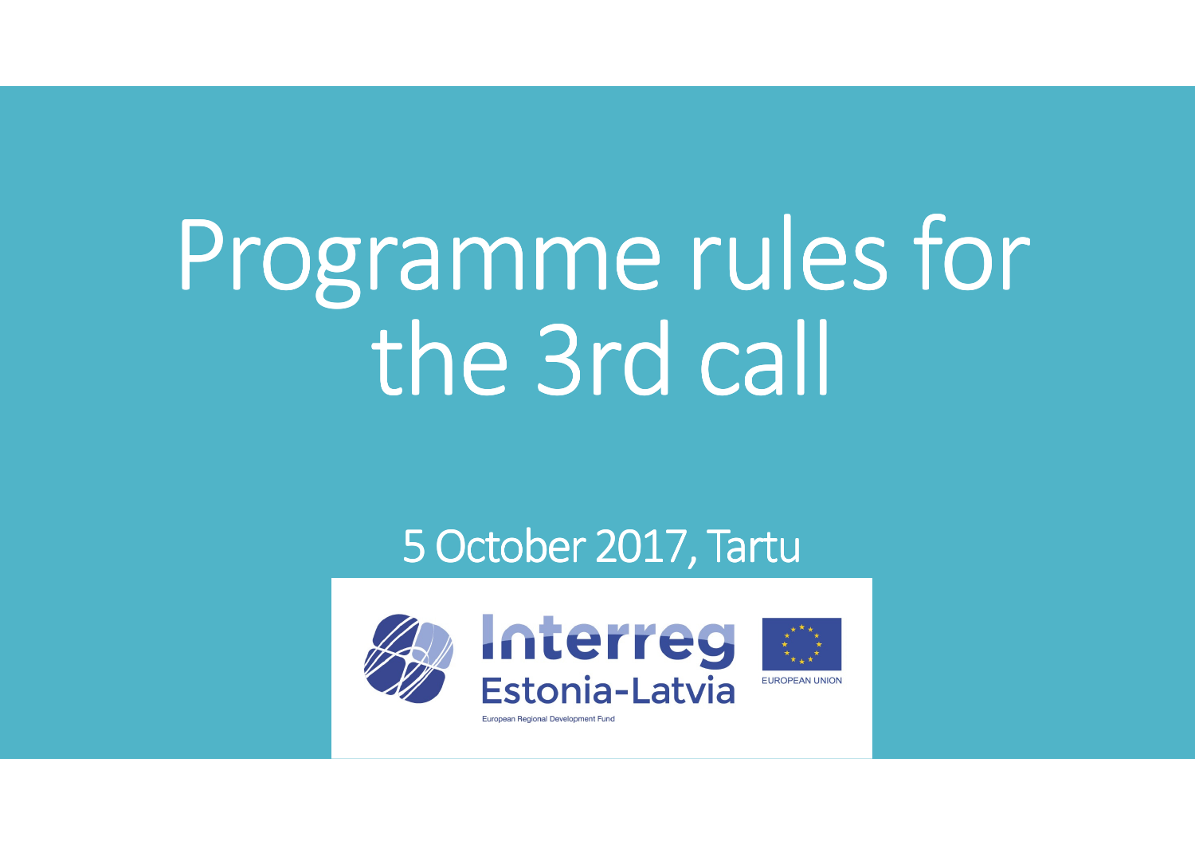# Programme rules for the 3rd call

5 October 2017, Tartu

Interreg Estonia-Latvia

European Regional Development Fund

EUROPEAN UNION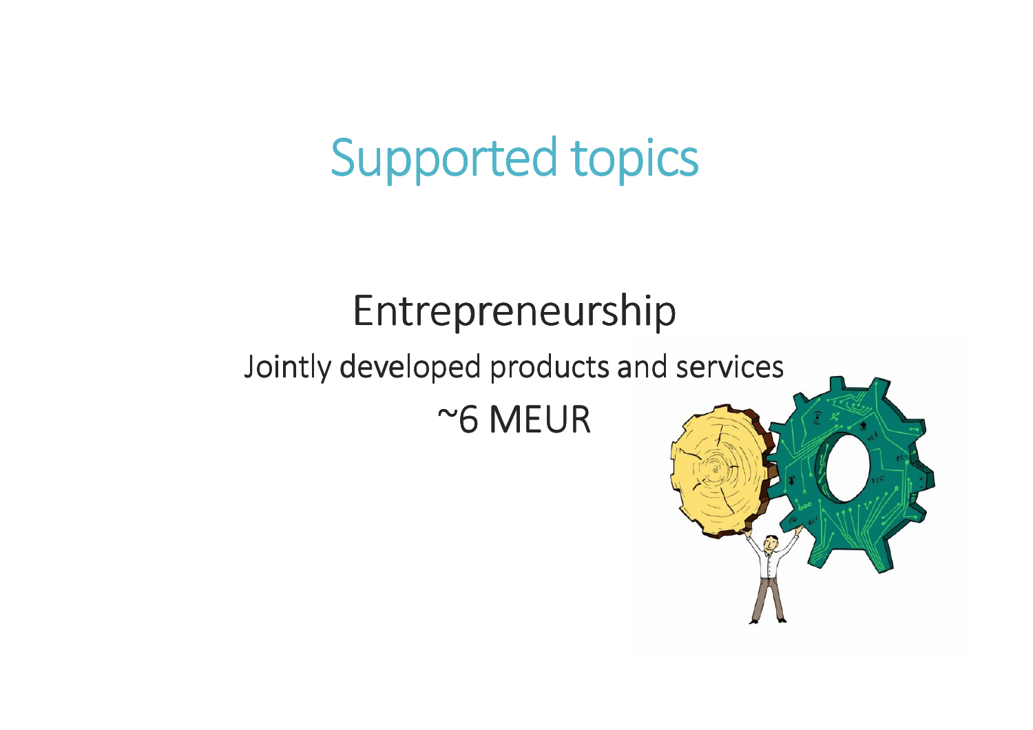# Supported topics

## Entrepreneurship

Jointly developed products and services

~6 MEUR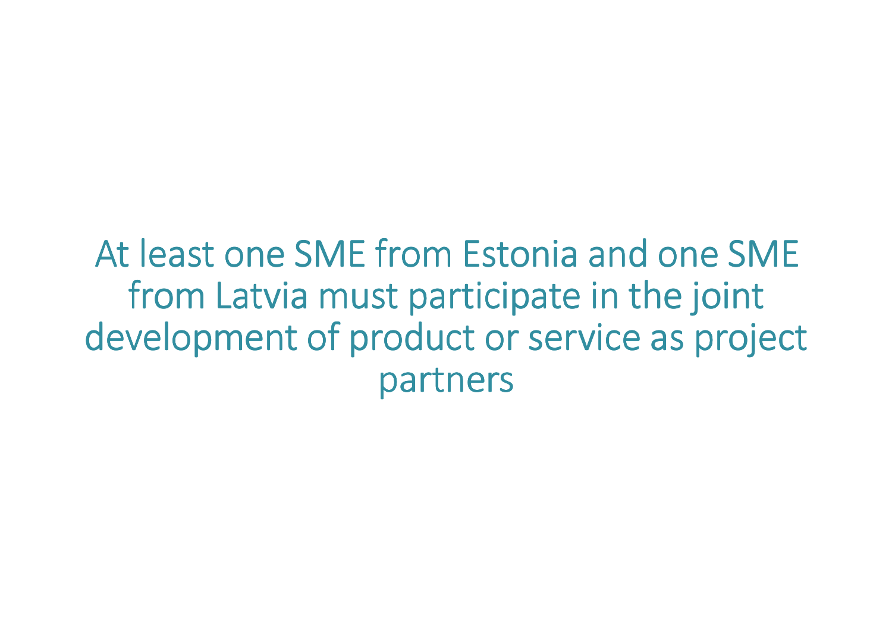At least one SME from Estonia and one SME from Latvia must participate in the joint development of product or service as project partners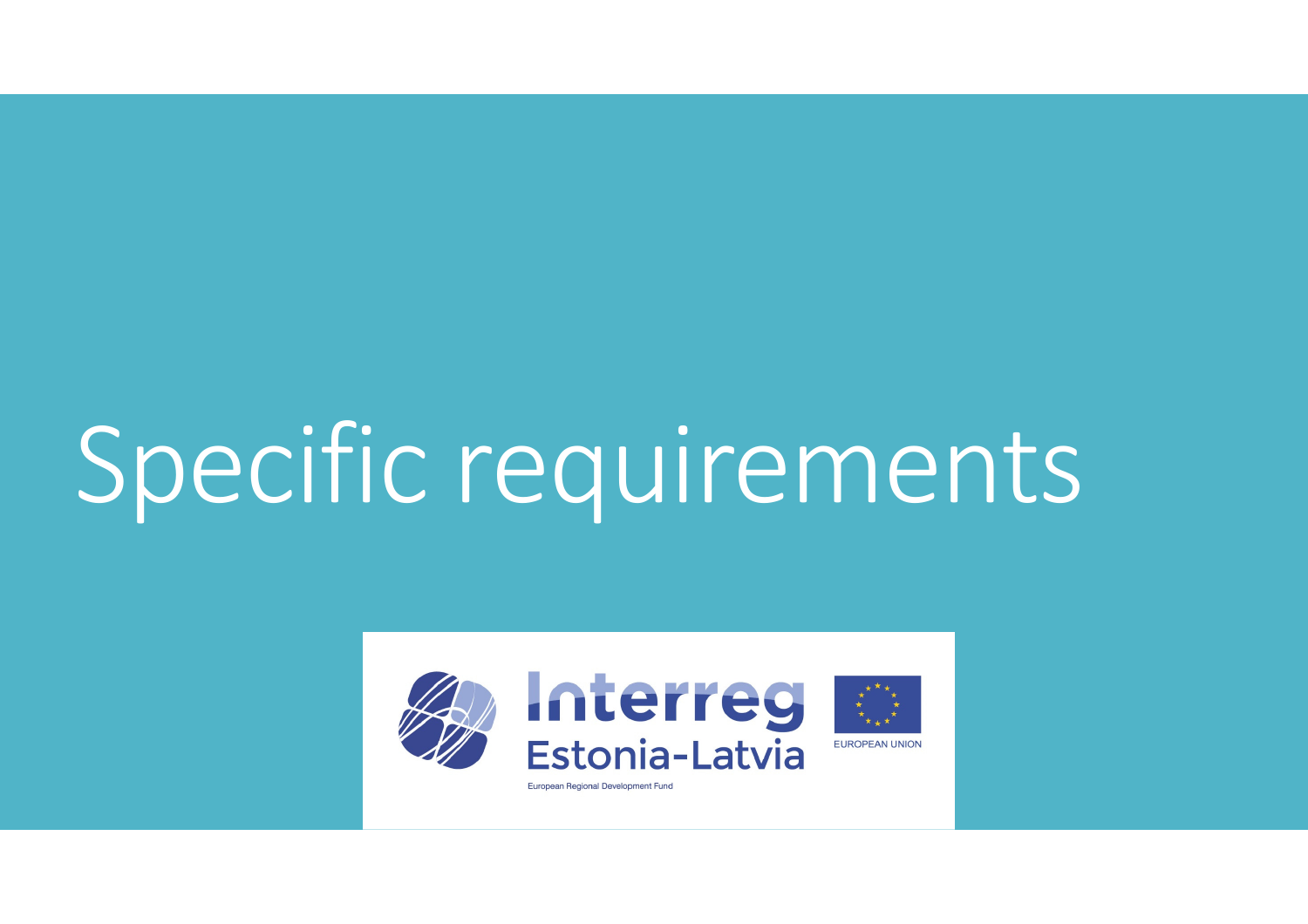# Specific requirements

Interreg
Estonia-Latvia
European Regional Development Fund

EUROPEAN UNION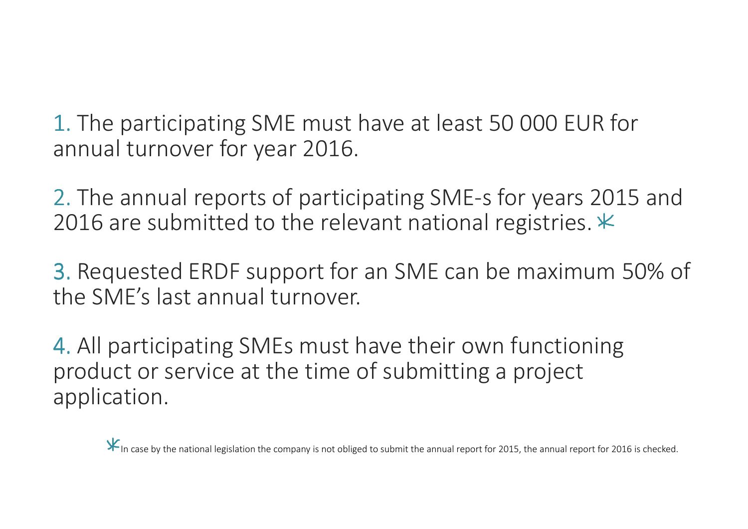1. The participating SME must have at least 50 000 EUR for annual turnover for year 2016.

2. The annual reports of participating SME-s for years 2015 and 2016 are submitted to the relevant national registries. *

3. Requested ERDF support for an SME can be maximum 50% of the SME's last annual turnover.

4. All participating SMEs must have their own functioning product or service at the time of submitting a project application.

*In case by the national legislation the company is not obliged to submit the annual report for 2015, the annual report for 2016 is checked.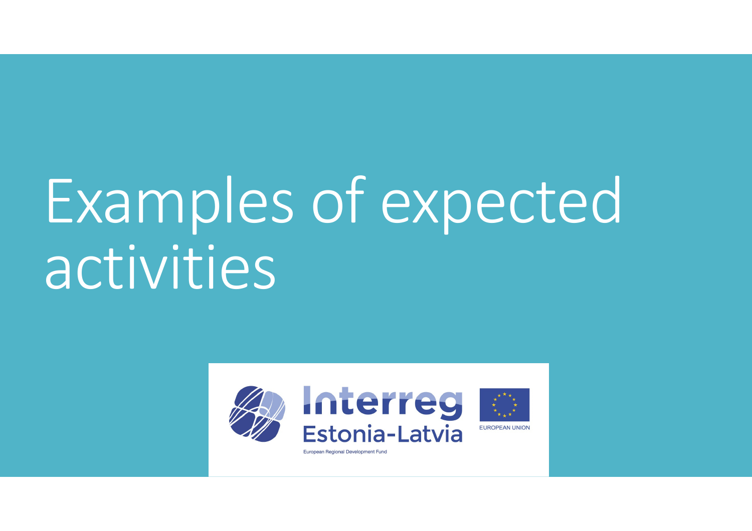# Examples of expected activities

Interreg
Estonia-Latvia
European Regional Development Fund

EUROPEAN UNION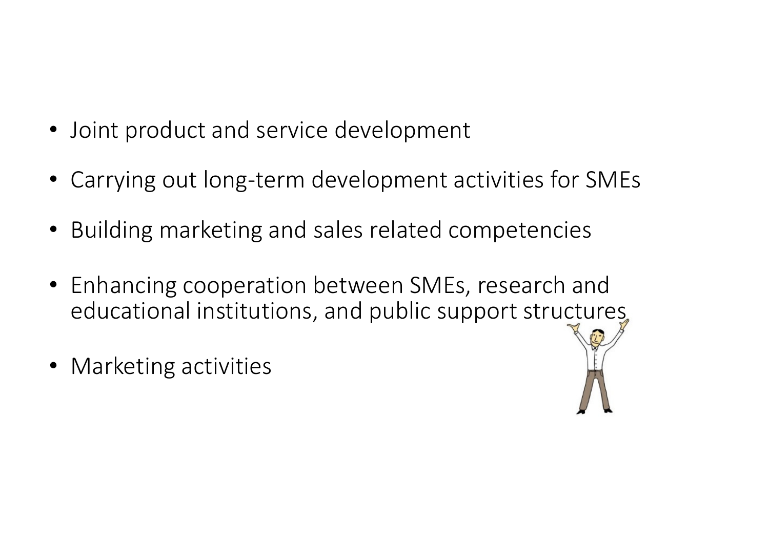- Joint product and service development
- Carrying out long-term development activities for SMEs
- Building marketing and sales related competencies
- Enhancing cooperation between SMEs, research and educational institutions, and public support structures
- Marketing activities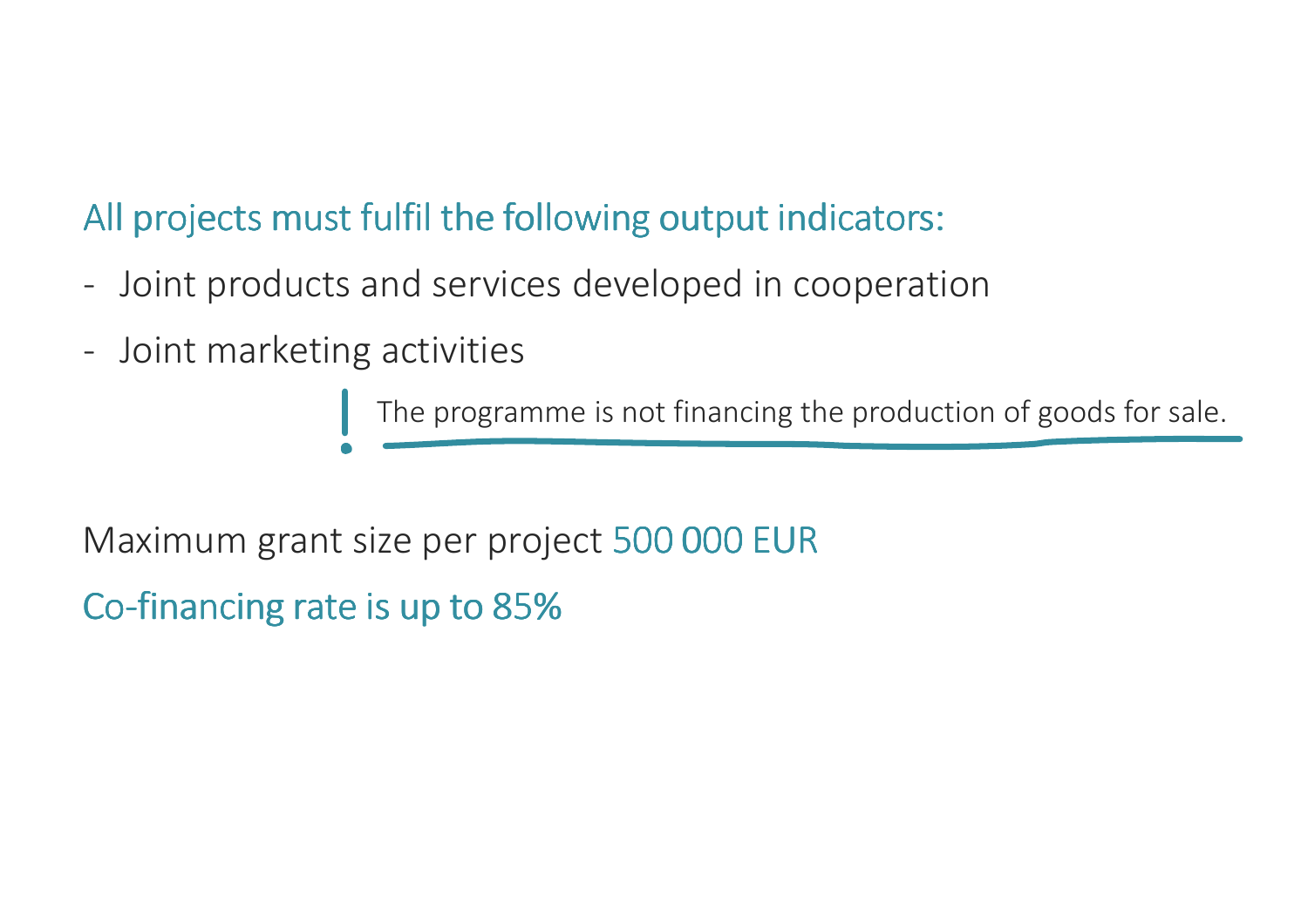All projects must fulfil the following output indicators:

- Joint products and services developed in cooperation
- Joint marketing activities

! The programme is not financing the production of goods for sale.

Maximum grant size per project 500 000 EUR

Co-financing rate is up to 85%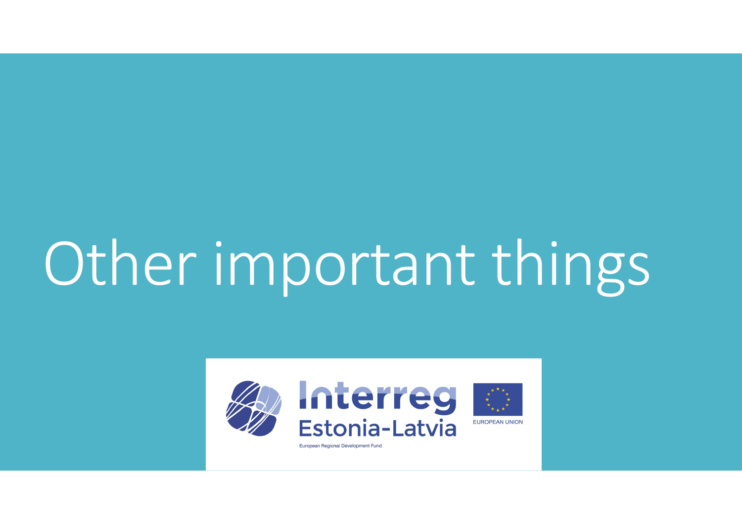# Other important things

Interreg
Estonia-Latvia
European Regional Development Fund

EUROPEAN UNION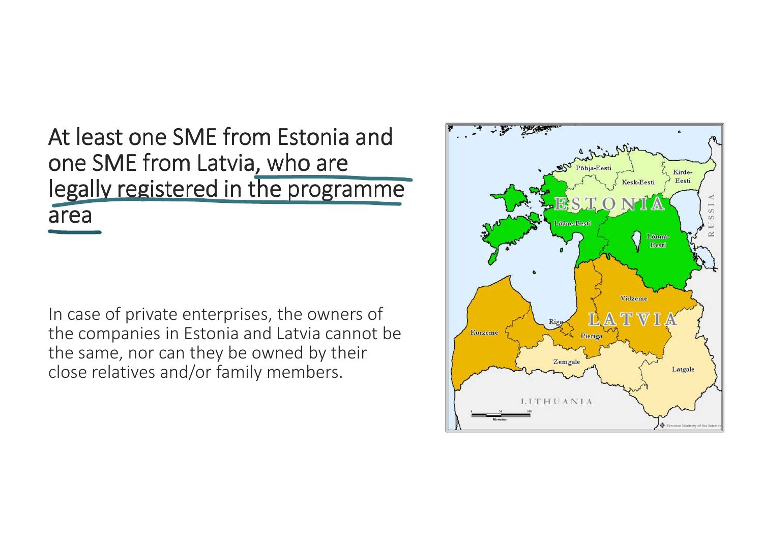## At least one SME from Estonia and one SME from Latvia, who are legally registered in the programme area

In case of private enterprises, the owners of the companies in Estonia and Latvia cannot be the same, nor can they be owned by their close relatives and/or family members.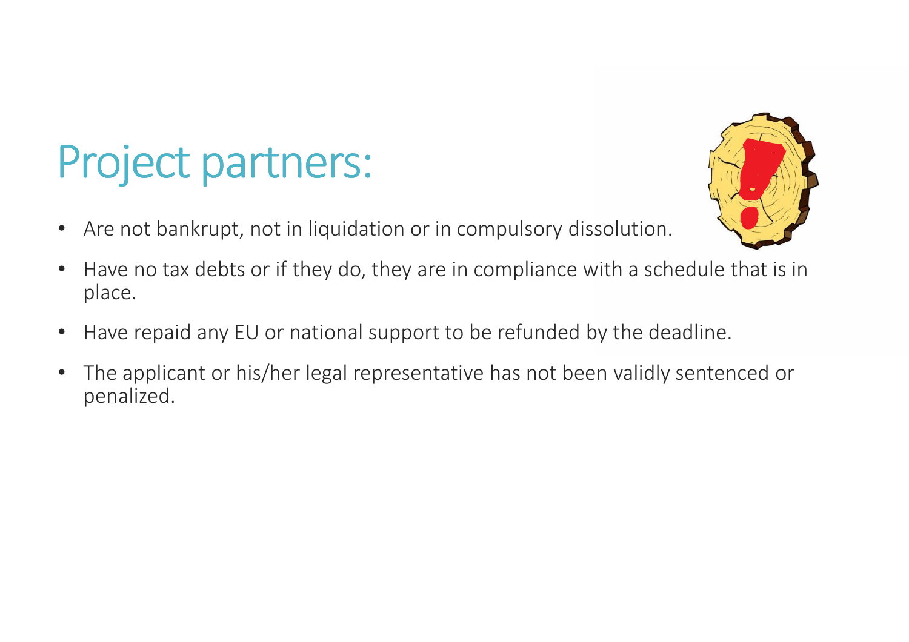# Project partners:

- Are not bankrupt, not in liquidation or in compulsory dissolution.
- Have no tax debts or if they do, they are in compliance with a schedule that is in place.
- Have repaid any EU or national support to be refunded by the deadline.
- The applicant or his/her legal representative has not been validly sentenced or penalized.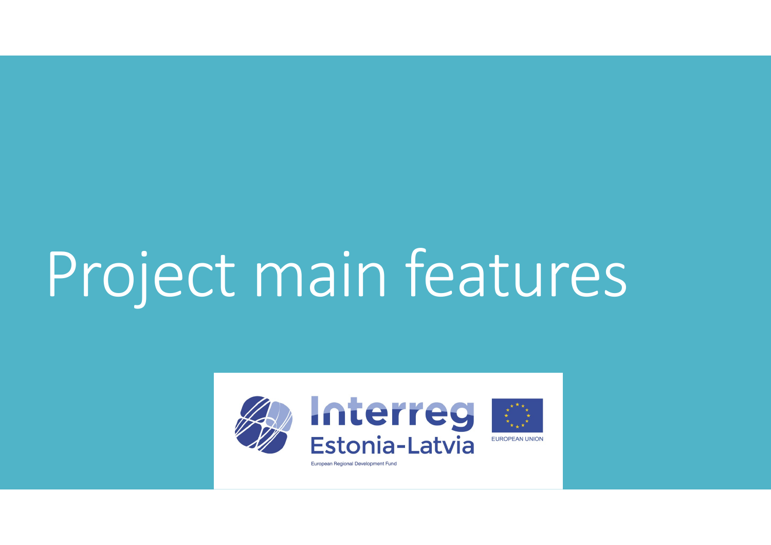# Project main features

Interreg
Estonia-Latvia
European Regional Development Fund

EUROPEAN UNION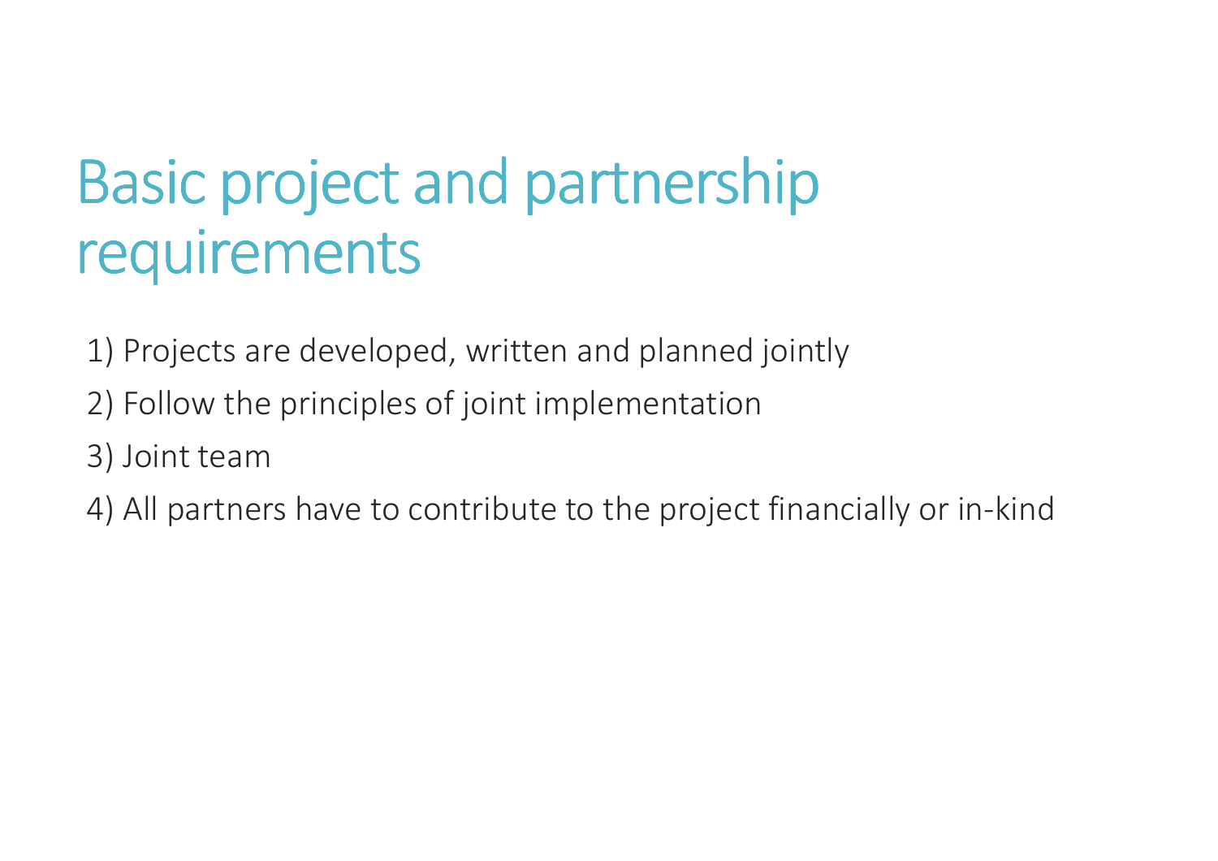# Basic project and partnership requirements

1) Projects are developed, written and planned jointly
2) Follow the principles of joint implementation
3) Joint team
4) All partners have to contribute to the project financially or in-kind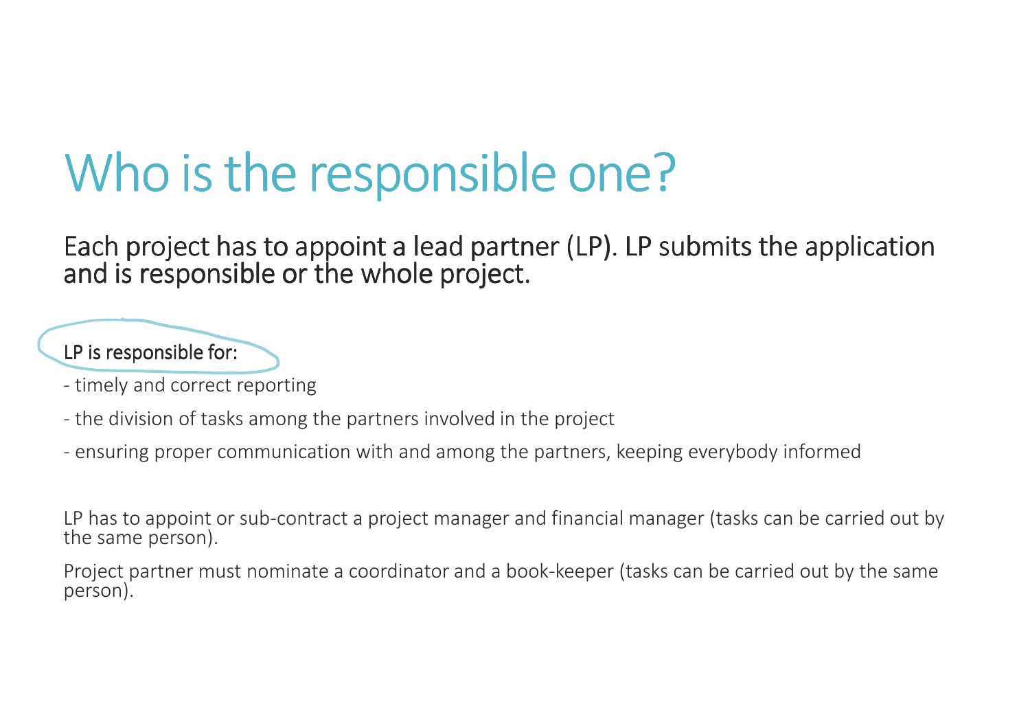# Who is the responsible one?

Each project has to appoint a lead partner (LP). LP submits the application and is responsible or the whole project.

LP is responsible for:

- timely and correct reporting
- the division of tasks among the partners involved in the project
- ensuring proper communication with and among the partners, keeping everybody informed

LP has to appoint or sub-contract a project manager and financial manager (tasks can be carried out by the same person).

Project partner must nominate a coordinator and a book-keeper (tasks can be carried out by the same person).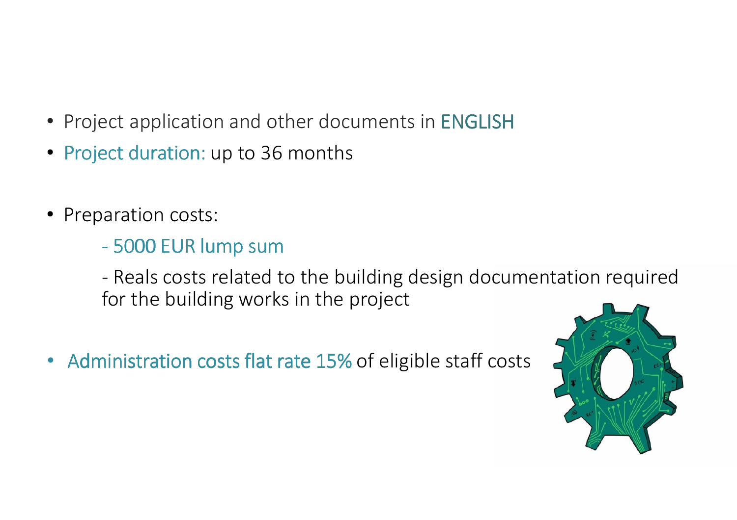- Project application and other documents in ENGLISH
- Project duration: up to 36 months

- Preparation costs:

  - 5000 EUR lump sum

  - Reals costs related to the building design documentation required for the building works in the project

- Administration costs flat rate 15% of eligible staff costs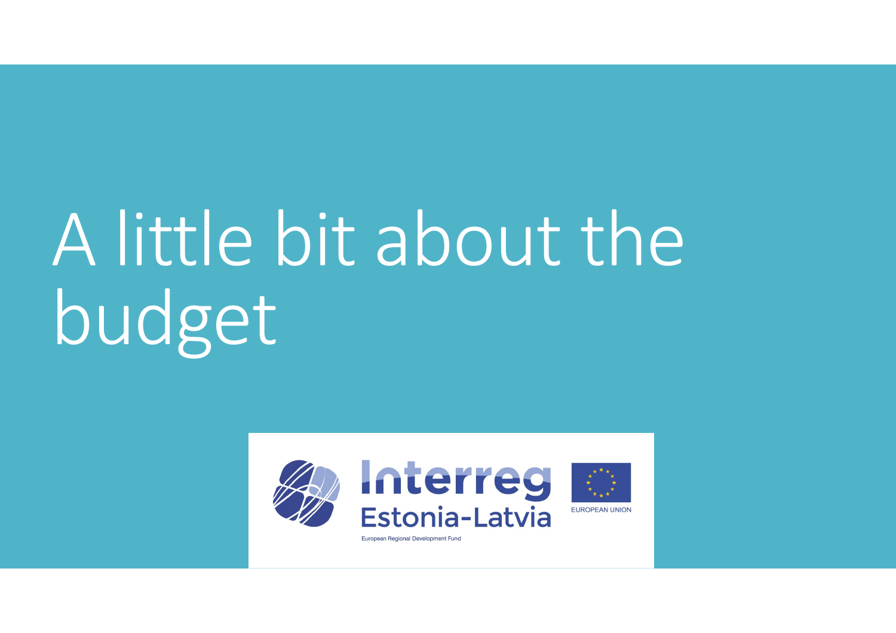# A little bit about the budget

Interreg
Estonia-Latvia
European Regional Development Fund

EUROPEAN UNION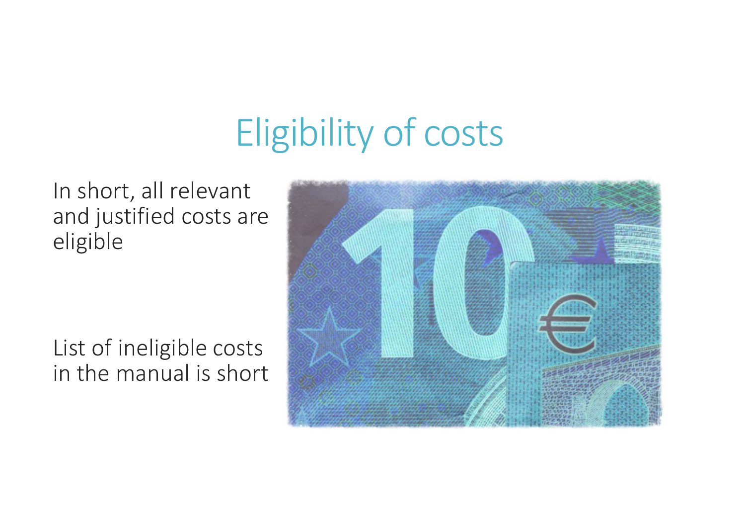# Eligibility of costs

In short, all relevant and justified costs are eligible

List of ineligible costs in the manual is short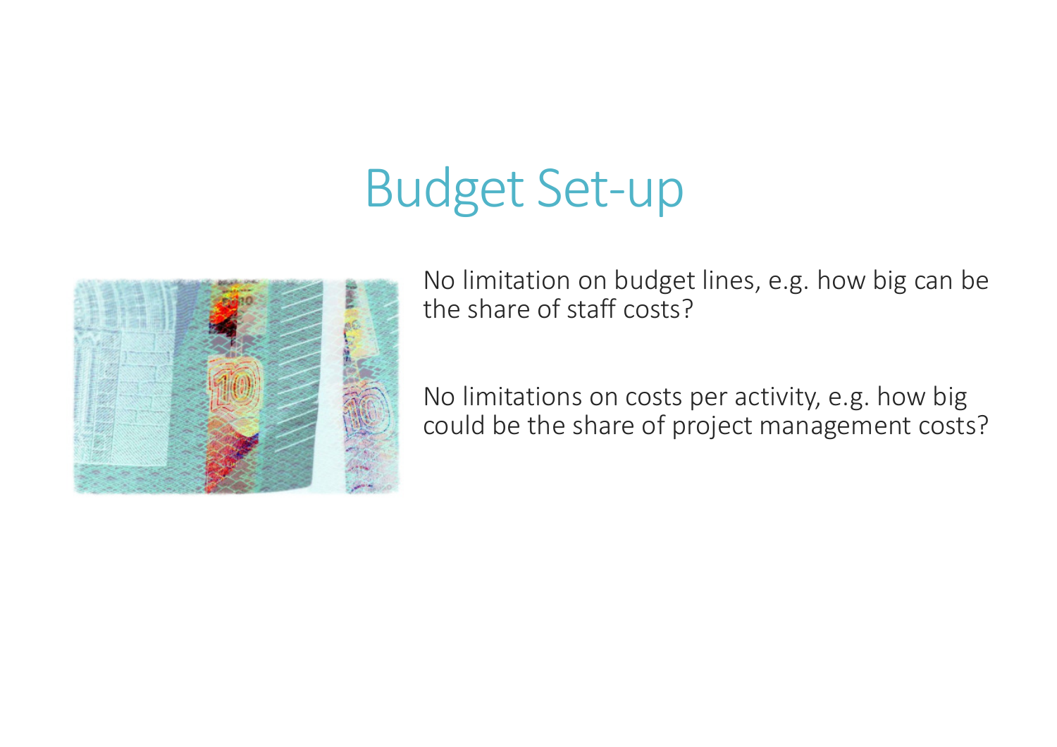# Budget Set-up

No limitation on budget lines, e.g. how big can be the share of staff costs?

No limitations on costs per activity, e.g. how big could be the share of project management costs?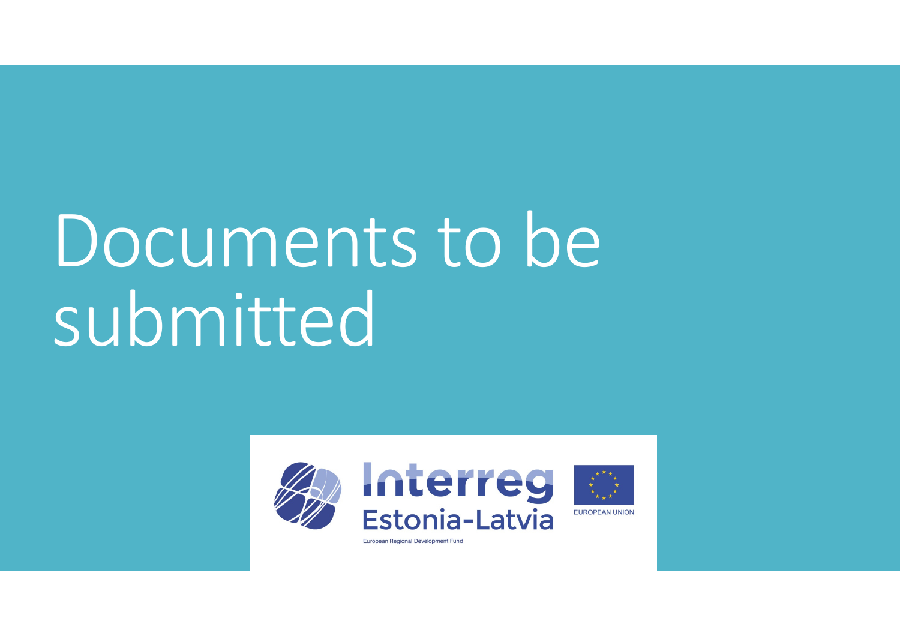# Documents to be submitted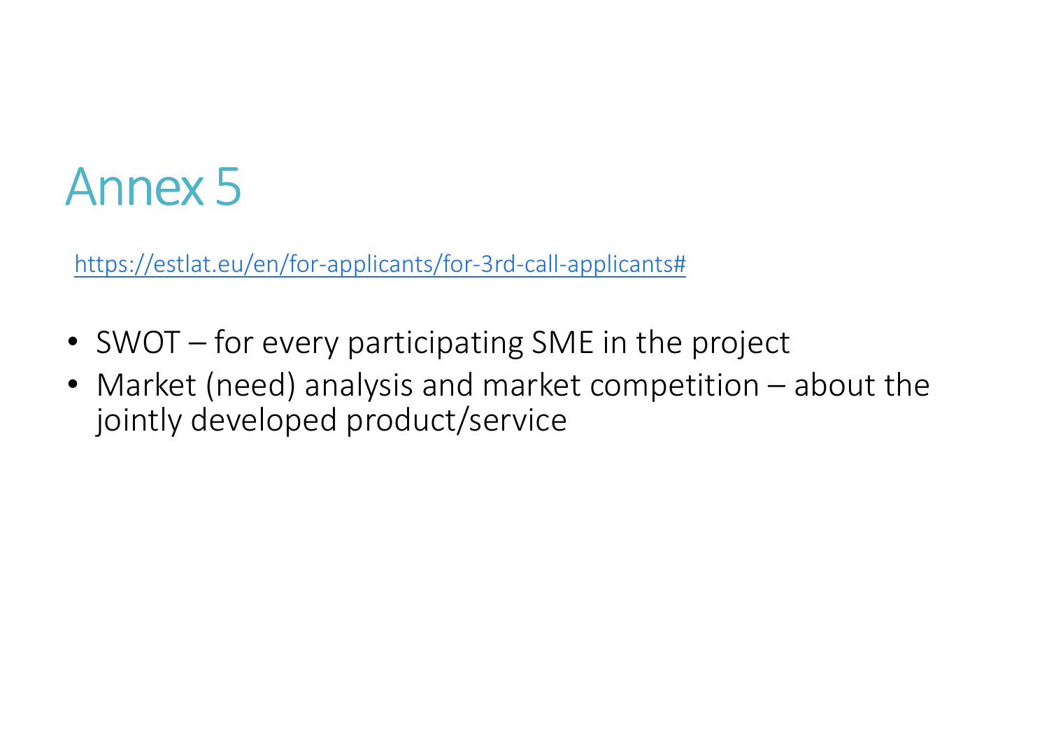# Annex 5

https://estlat.eu/en/for-applicants/for-3rd-call-applicants#

- SWOT – for every participating SME in the project
- Market (need) analysis and market competition – about the jointly developed product/service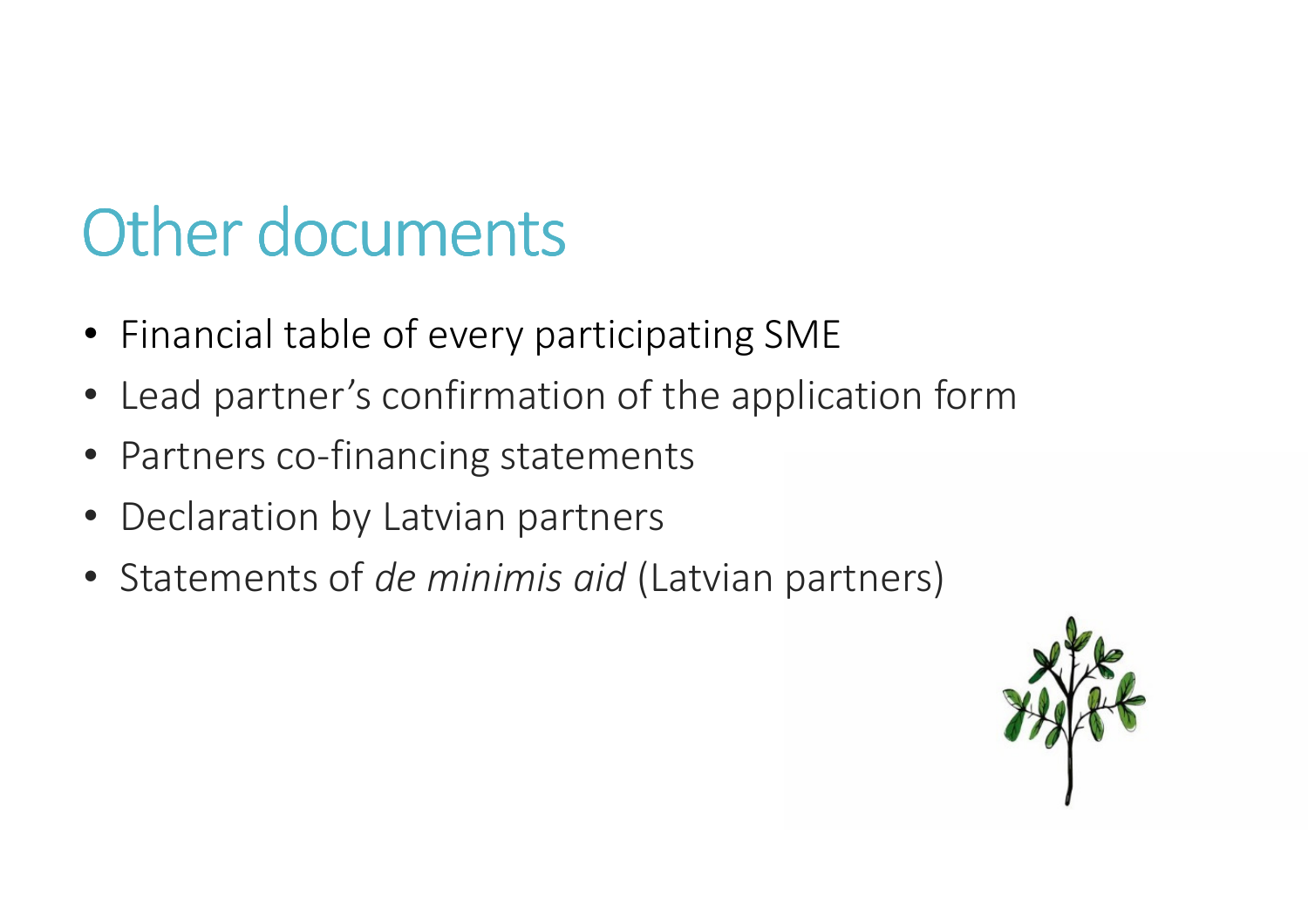# Other documents

- Financial table of every participating SME
- Lead partner’s confirmation of the application form
- Partners co-financing statements
- Declaration by Latvian partners
- Statements of *de minimis aid* (Latvian partners)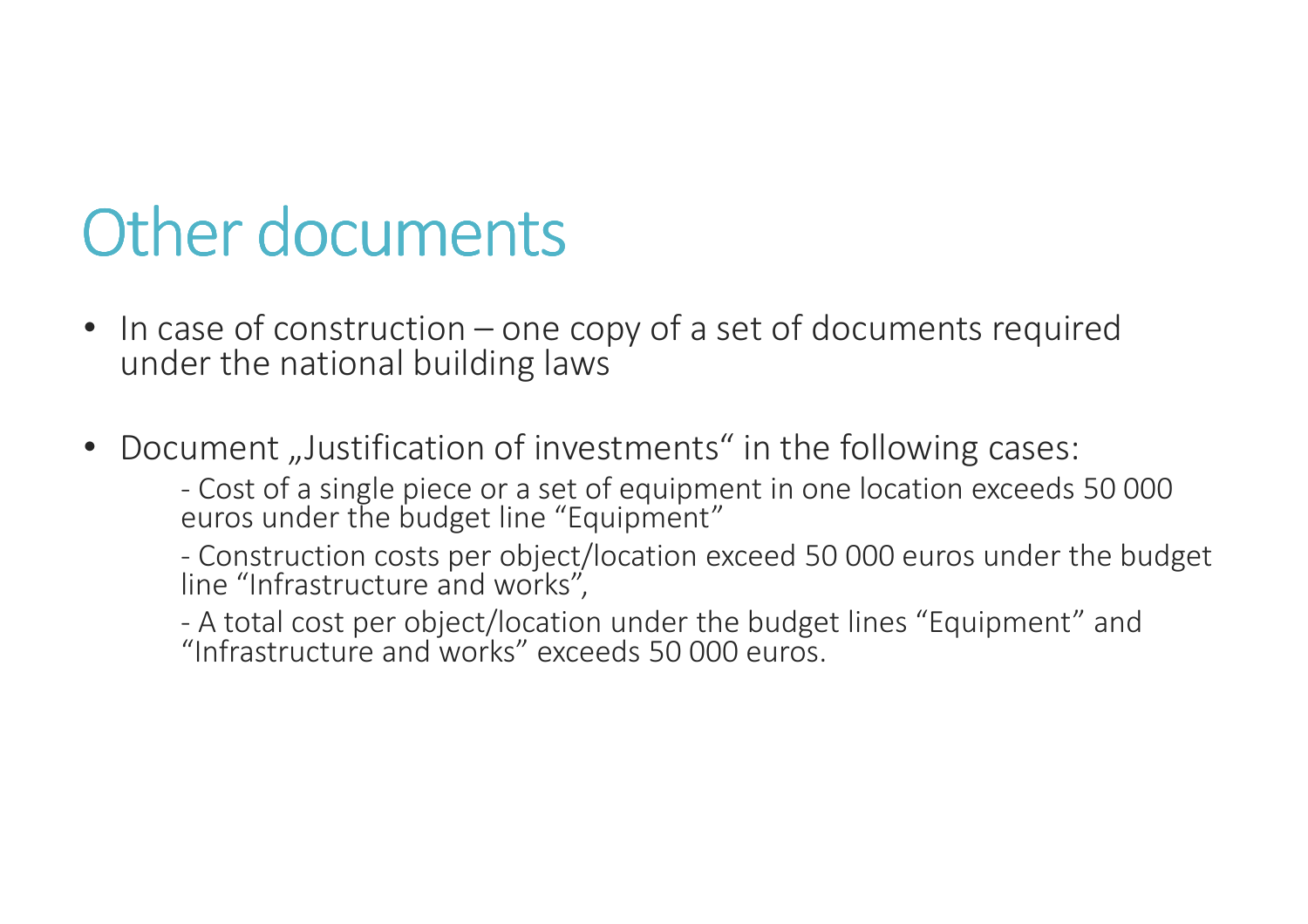# Other documents

- In case of construction – one copy of a set of documents required under the national building laws
- Document „Justification of investments“ in the following cases:
  - Cost of a single piece or a set of equipment in one location exceeds 50 000 euros under the budget line “Equipment”
  - Construction costs per object/location exceed 50 000 euros under the budget line “Infrastructure and works”,
  - A total cost per object/location under the budget lines “Equipment” and “Infrastructure and works” exceeds 50 000 euros.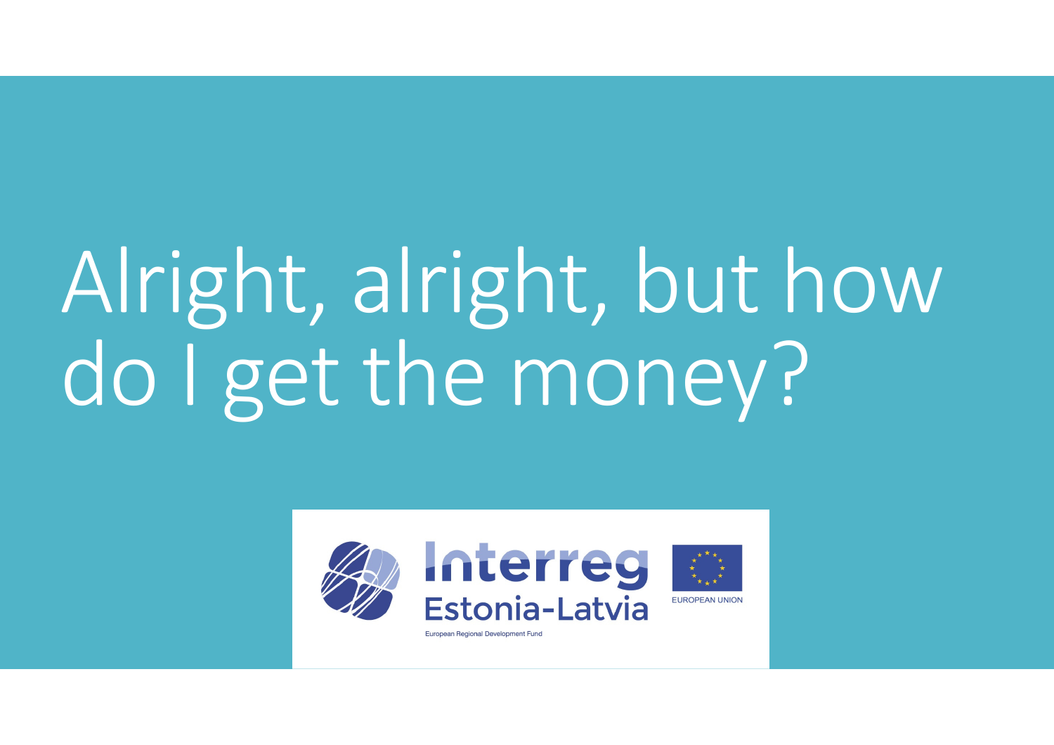# Alright, alright, but how do I get the money?

Interreg
Estonia-Latvia
European Regional Development Fund

EUROPEAN UNION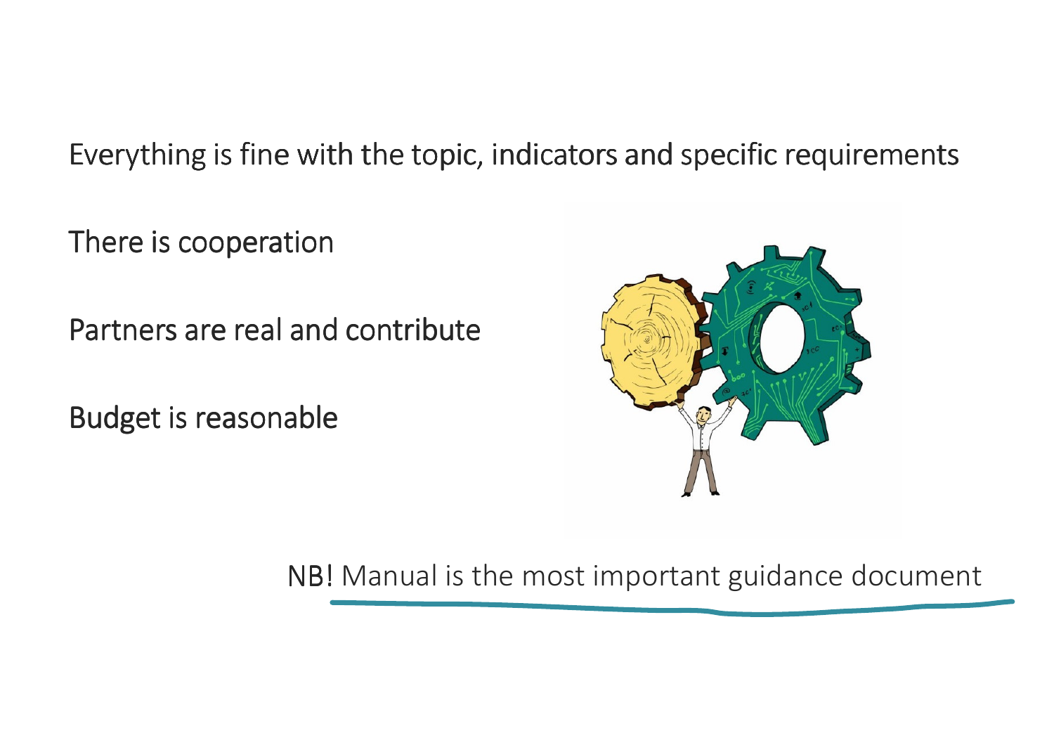Everything is fine with the topic, indicators and specific requirements

There is cooperation

Partners are real and contribute

Budget is reasonable

NB! Manual is the most important guidance document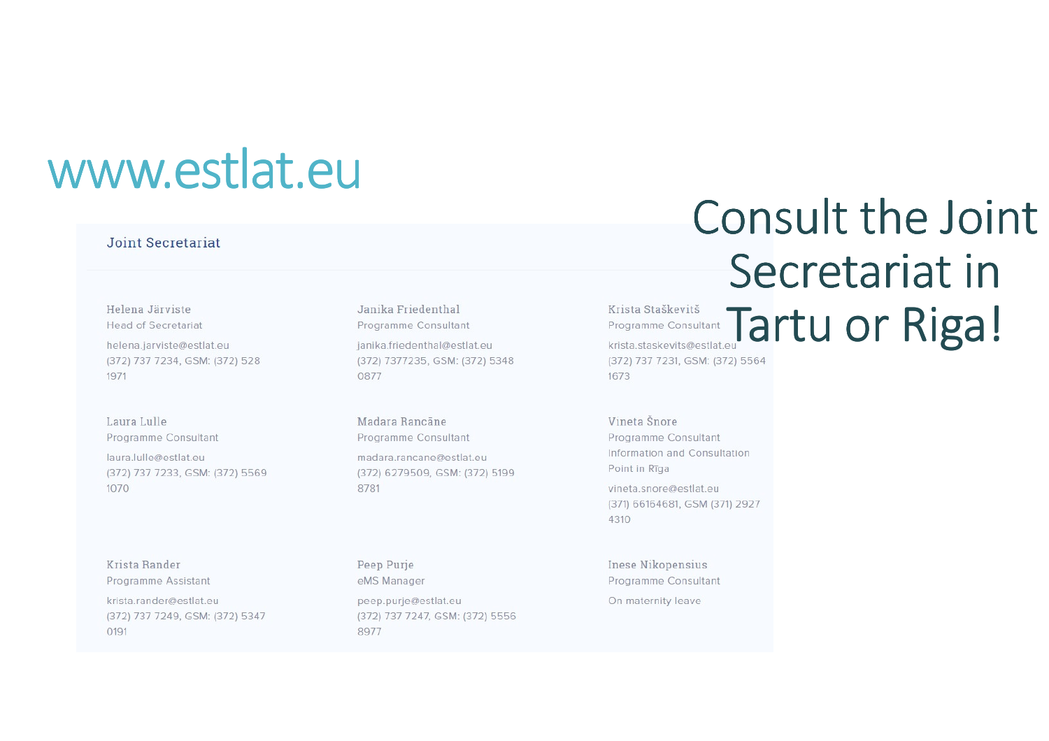# www.estlat.eu

## Consult the Joint Secretariat in Tartu or Riga!

### Joint Secretariat

**Helena Järviste**
Head of Secretariat
helena.jarviste@estlat.eu
(372) 737 7234, GSM: (372) 528 1971

**Janika Friedenthal**
Programme Consultant
janika.friedenthal@estlat.eu
(372) 7377235, GSM: (372) 5348 0877

**Krista Staškevitš**
Programme Consultant
krista.staskevits@estlat.eu
(372) 737 7231, GSM: (372) 5564 1673

**Laura Lulle**
Programme Consultant
laura.lulle@estlat.eu
(372) 737 7233, GSM: (372) 5569 1070

**Madara Rancāne**
Programme Consultant
madara.rancane@estlat.eu
(372) 6279509, GSM: (372) 5199 8781

**Vineta Šnore**
Programme Consultant
Information and Consultation Point in Rīga
vineta.snore@estlat.eu
(371) 66164681, GSM (371) 2927 4310

**Krista Rander**
Programme Assistant
krista.rander@estlat.eu
(372) 737 7249, GSM: (372) 5347 0191

**Peep Purje**
eMS Manager
peep.purje@estlat.eu
(372) 737 7247, GSM: (372) 5556 8977

**Inese Nikopensius**
Programme Consultant
On maternity leave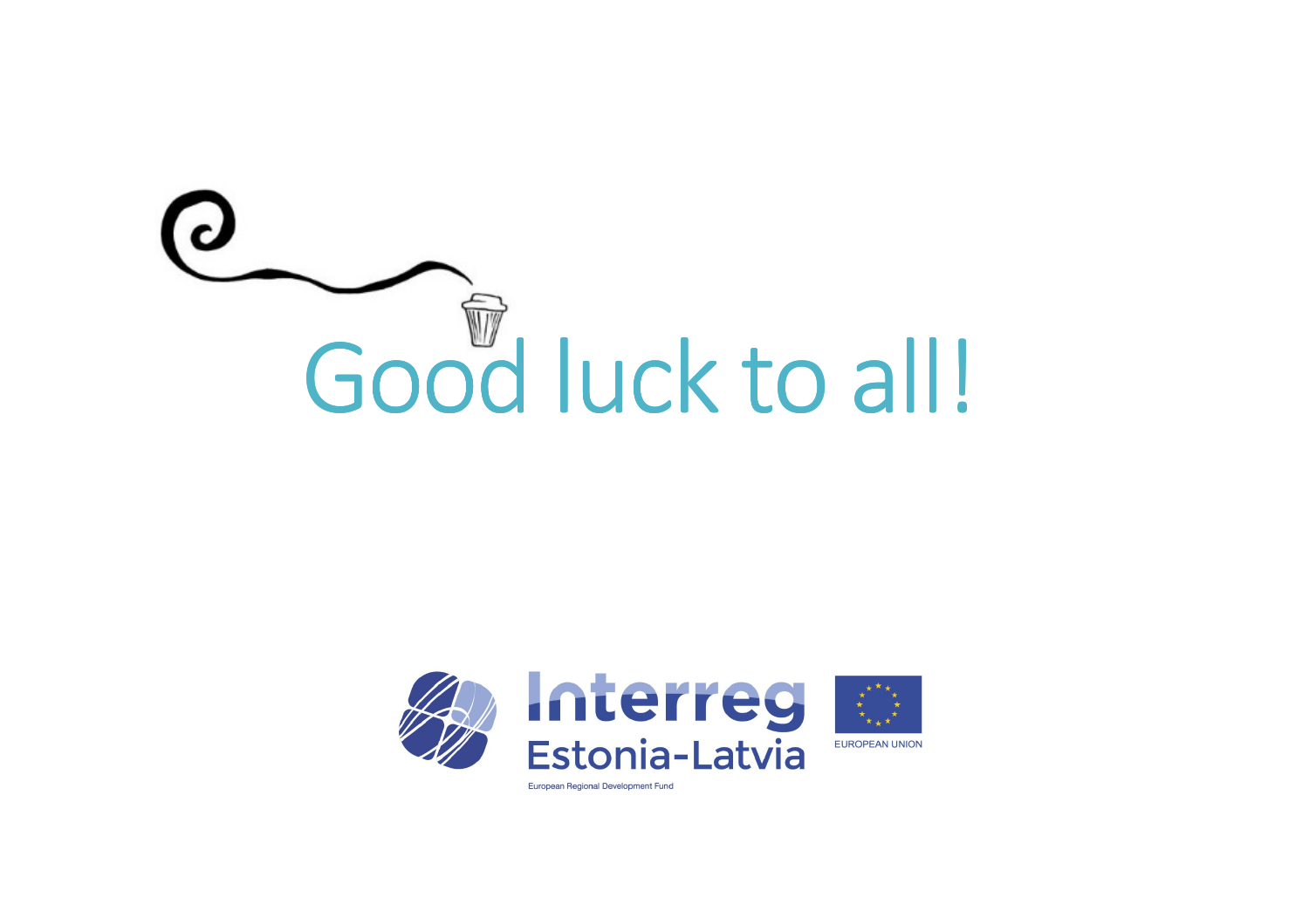Good luck to all!

Interreg

Estonia-Latvia

European Regional Development Fund

EUROPEAN UNION